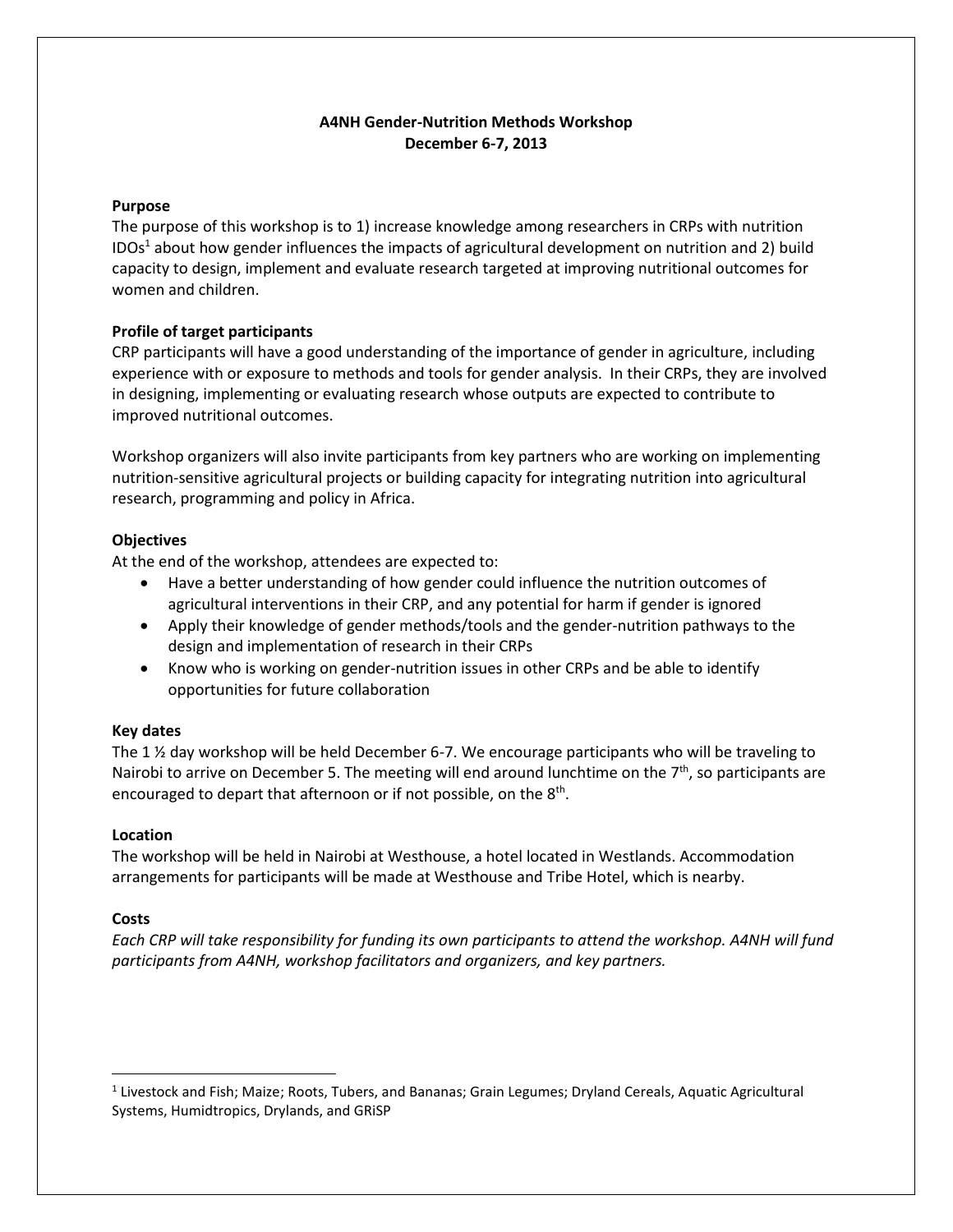# A4NH Gender-Nutrition Methods Workshop
## December 6-7, 2013

**Purpose**

The purpose of this workshop is to 1) increase knowledge among researchers in CRPs with nutrition IDOs[1] about how gender influences the impacts of agricultural development on nutrition and 2) build capacity to design, implement and evaluate research targeted at improving nutritional outcomes for women and children.

**Profile of target participants**

CRP participants will have a good understanding of the importance of gender in agriculture, including experience with or exposure to methods and tools for gender analysis. In their CRPs, they are involved in designing, implementing or evaluating research whose outputs are expected to contribute to improved nutritional outcomes.

Workshop organizers will also invite participants from key partners who are working on implementing nutrition-sensitive agricultural projects or building capacity for integrating nutrition into agricultural research, programming and policy in Africa.

**Objectives**

At the end of the workshop, attendees are expected to:

- Have a better understanding of how gender could influence the nutrition outcomes of agricultural interventions in their CRP, and any potential for harm if gender is ignored
- Apply their knowledge of gender methods/tools and the gender-nutrition pathways to the design and implementation of research in their CRPs
- Know who is working on gender-nutrition issues in other CRPs and be able to identify opportunities for future collaboration

**Key dates**

The 1 ½ day workshop will be held December 6-7. We encourage participants who will be traveling to Nairobi to arrive on December 5. The meeting will end around lunchtime on the 7th, so participants are encouraged to depart that afternoon or if not possible, on the 8th.

**Location**

The workshop will be held in Nairobi at Westhouse, a hotel located in Westlands. Accommodation arrangements for participants will be made at Westhouse and Tribe Hotel, which is nearby.

**Costs**

*Each CRP will take responsibility for funding its own participants to attend the workshop. A4NH will fund participants from A4NH, workshop facilitators and organizers, and key partners.*

---

[1] Livestock and Fish; Maize; Roots, Tubers, and Bananas; Grain Legumes; Dryland Cereals, Aquatic Agricultural Systems, Humidtropics, Drylands, and GRiSP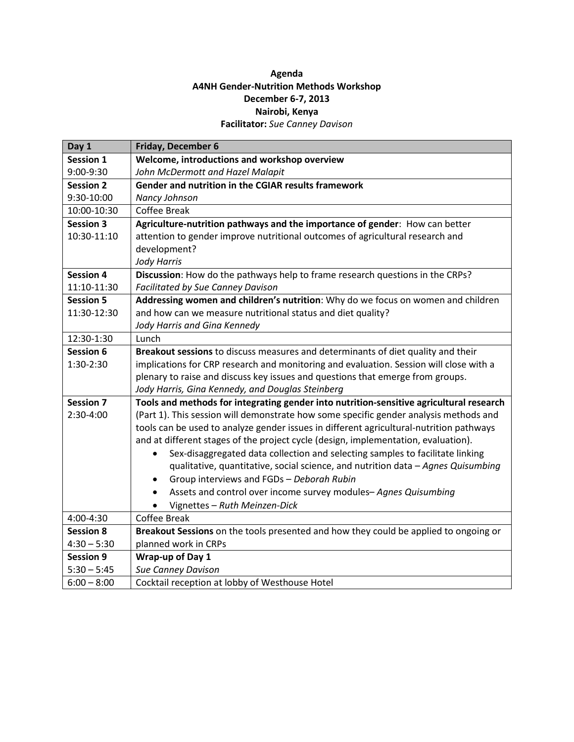**Agenda**
**A4NH Gender-Nutrition Methods Workshop**
**December 6-7, 2013**
**Nairobi, Kenya**
**Facilitator:** *Sue Canney Davison*

| Day 1 | Friday, December 6 |
|---|---|
| **Session 1**<br>9:00-9:30 | **Welcome, introductions and workshop overview**<br>*John McDermott and Hazel Malapit* |
| **Session 2**<br>9:30-10:00 | **Gender and nutrition in the CGIAR results framework**<br>*Nancy Johnson* |
| 10:00-10:30 | Coffee Break |
| **Session 3**<br>10:30-11:10 | **Agriculture-nutrition pathways and the importance of gender**: How can better attention to gender improve nutritional outcomes of agricultural research and development?<br>*Jody Harris* |
| **Session 4**<br>11:10-11:30 | **Discussion**: How do the pathways help to frame research questions in the CRPs?<br>*Facilitated by Sue Canney Davison* |
| **Session 5**<br>11:30-12:30 | **Addressing women and children's nutrition**: Why do we focus on women and children and how can we measure nutritional status and diet quality?<br>*Jody Harris and Gina Kennedy* |
| 12:30-1:30 | Lunch |
| **Session 6**<br>1:30-2:30 | **Breakout sessions** to discuss measures and determinants of diet quality and their implications for CRP research and monitoring and evaluation. Session will close with a plenary to raise and discuss key issues and questions that emerge from groups.<br>*Jody Harris, Gina Kennedy, and Douglas Steinberg* |
| **Session 7**<br>2:30-4:00 | **Tools and methods for integrating gender into nutrition-sensitive agricultural research** (Part 1). This session will demonstrate how some specific gender analysis methods and tools can be used to analyze gender issues in different agricultural-nutrition pathways and at different stages of the project cycle (design, implementation, evaluation).<br>• Sex-disaggregated data collection and selecting samples to facilitate linking qualitative, quantitative, social science, and nutrition data – *Agnes Quisumbing*<br>• Group interviews and FGDs – *Deborah Rubin*<br>• Assets and control over income survey modules– *Agnes Quisumbing*<br>• Vignettes – *Ruth Meinzen-Dick* |
| 4:00-4:30 | Coffee Break |
| **Session 8**<br>4:30 – 5:30 | **Breakout Sessions** on the tools presented and how they could be applied to ongoing or planned work in CRPs |
| **Session 9**<br>5:30 – 5:45 | **Wrap-up of Day 1**<br>*Sue Canney Davison* |
| 6:00 – 8:00 | Cocktail reception at lobby of Westhouse Hotel |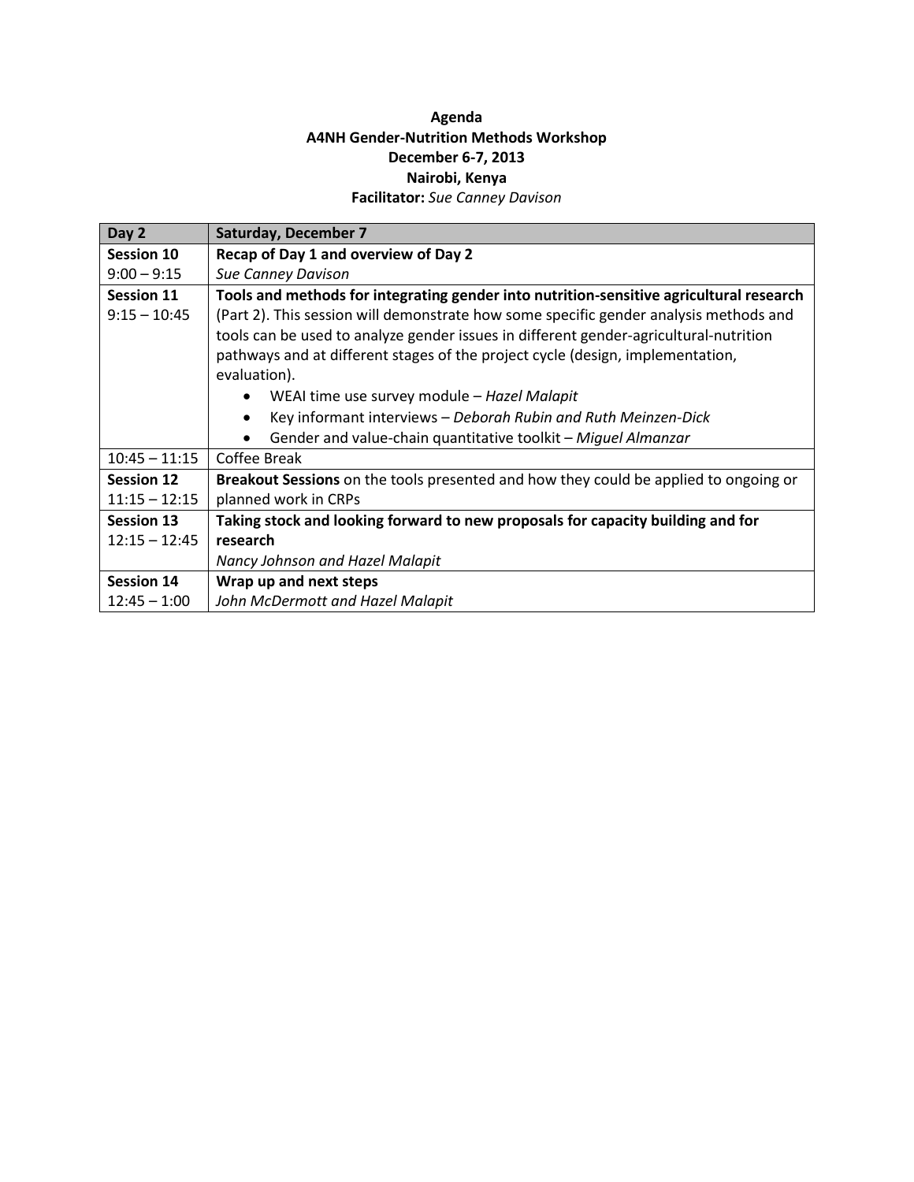**Agenda**
**A4NH Gender-Nutrition Methods Workshop**
**December 6-7, 2013**
**Nairobi, Kenya**
**Facilitator:** *Sue Canney Davison*

| **Day 2** | **Saturday, December 7** |
|---|---|
| **Session 10**<br>9:00 – 9:15 | **Recap of Day 1 and overview of Day 2**<br>*Sue Canney Davison* |
| **Session 11**<br>9:15 – 10:45 | **Tools and methods for integrating gender into nutrition-sensitive agricultural research** (Part 2). This session will demonstrate how some specific gender analysis methods and tools can be used to analyze gender issues in different gender-agricultural-nutrition pathways and at different stages of the project cycle (design, implementation, evaluation).<br>• WEAI time use survey module – *Hazel Malapit*<br>• Key informant interviews – *Deborah Rubin and Ruth Meinzen-Dick*<br>• Gender and value-chain quantitative toolkit – *Miguel Almanzar* |
| 10:45 – 11:15 | Coffee Break |
| **Session 12**<br>11:15 – 12:15 | **Breakout Sessions** on the tools presented and how they could be applied to ongoing or planned work in CRPs |
| **Session 13**<br>12:15 – 12:45 | **Taking stock and looking forward to new proposals for capacity building and for research**<br>*Nancy Johnson and Hazel Malapit* |
| **Session 14**<br>12:45 – 1:00 | **Wrap up and next steps**<br>*John McDermott and Hazel Malapit* |